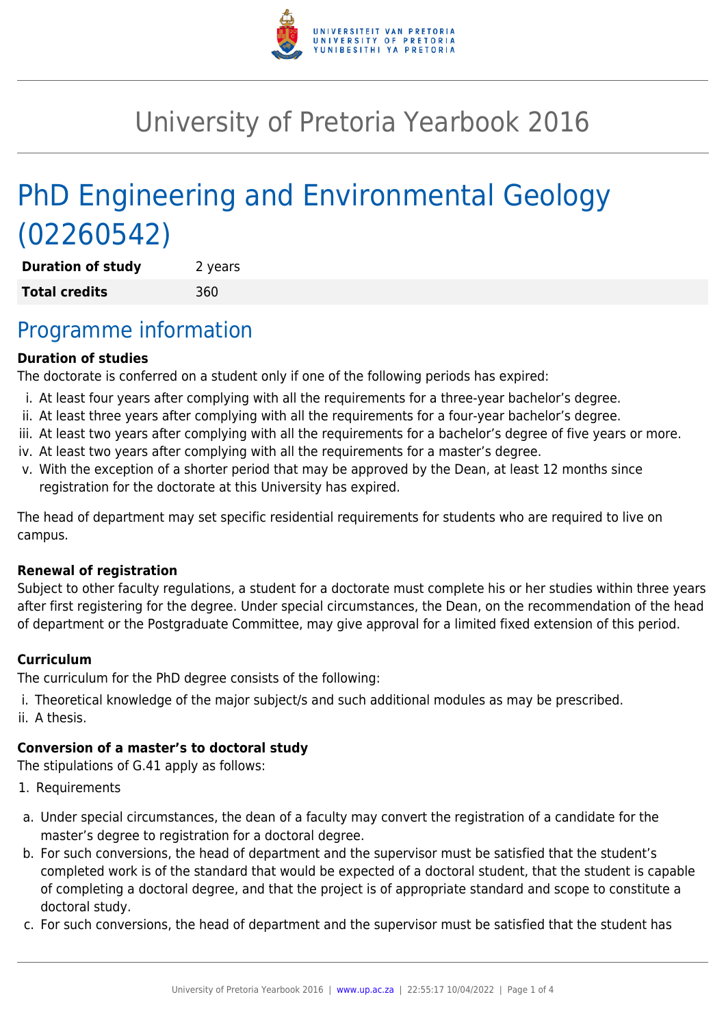# University of Pretoria Yearbook 2016

# PhD Engineering and Environmental Geology (02260542)

| **Duration of study** | 2 years |
|---|---|
| **Total credits** | 360 |

## Programme information

**Duration of studies**

The doctorate is conferred on a student only if one of the following periods has expired:

i. At least four years after complying with all the requirements for a three-year bachelor's degree.
ii. At least three years after complying with all the requirements for a four-year bachelor's degree.
iii. At least two years after complying with all the requirements for a bachelor's degree of five years or more.
iv. At least two years after complying with all the requirements for a master's degree.
v. With the exception of a shorter period that may be approved by the Dean, at least 12 months since registration for the doctorate at this University has expired.

The head of department may set specific residential requirements for students who are required to live on campus.

**Renewal of registration**

Subject to other faculty regulations, a student for a doctorate must complete his or her studies within three years after first registering for the degree. Under special circumstances, the Dean, on the recommendation of the head of department or the Postgraduate Committee, may give approval for a limited fixed extension of this period.

**Curriculum**

The curriculum for the PhD degree consists of the following:

i. Theoretical knowledge of the major subject/s and such additional modules as may be prescribed.
ii. A thesis.

**Conversion of a master's to doctoral study**

The stipulations of G.41 apply as follows:

1. Requirements

a. Under special circumstances, the dean of a faculty may convert the registration of a candidate for the master's degree to registration for a doctoral degree.
b. For such conversions, the head of department and the supervisor must be satisfied that the student's completed work is of the standard that would be expected of a doctoral student, that the student is capable of completing a doctoral degree, and that the project is of appropriate standard and scope to constitute a doctoral study.
c. For such conversions, the head of department and the supervisor must be satisfied that the student has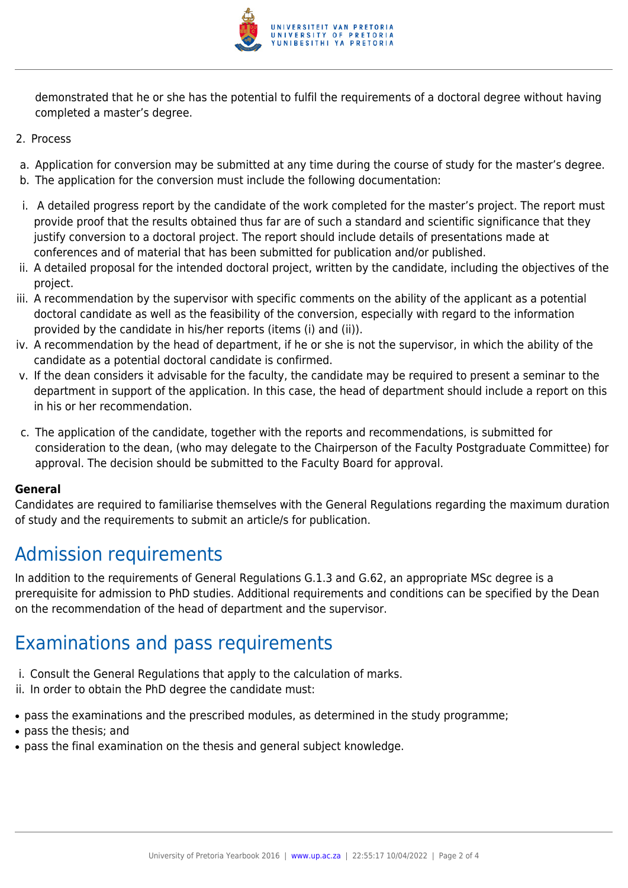demonstrated that he or she has the potential to fulfil the requirements of a doctoral degree without having completed a master's degree.

2. Process

a. Application for conversion may be submitted at any time during the course of study for the master's degree.
b. The application for the conversion must include the following documentation:

i. A detailed progress report by the candidate of the work completed for the master's project. The report must provide proof that the results obtained thus far are of such a standard and scientific significance that they justify conversion to a doctoral project. The report should include details of presentations made at conferences and of material that has been submitted for publication and/or published.
ii. A detailed proposal for the intended doctoral project, written by the candidate, including the objectives of the project.
iii. A recommendation by the supervisor with specific comments on the ability of the applicant as a potential doctoral candidate as well as the feasibility of the conversion, especially with regard to the information provided by the candidate in his/her reports (items (i) and (ii)).
iv. A recommendation by the head of department, if he or she is not the supervisor, in which the ability of the candidate as a potential doctoral candidate is confirmed.
v. If the dean considers it advisable for the faculty, the candidate may be required to present a seminar to the department in support of the application. In this case, the head of department should include a report on this in his or her recommendation.

c. The application of the candidate, together with the reports and recommendations, is submitted for consideration to the dean, (who may delegate to the Chairperson of the Faculty Postgraduate Committee) for approval. The decision should be submitted to the Faculty Board for approval.

**General**
Candidates are required to familiarise themselves with the General Regulations regarding the maximum duration of study and the requirements to submit an article/s for publication.

## Admission requirements

In addition to the requirements of General Regulations G.1.3 and G.62, an appropriate MSc degree is a prerequisite for admission to PhD studies. Additional requirements and conditions can be specified by the Dean on the recommendation of the head of department and the supervisor.

## Examinations and pass requirements

i. Consult the General Regulations that apply to the calculation of marks.
ii. In order to obtain the PhD degree the candidate must:

- pass the examinations and the prescribed modules, as determined in the study programme;
- pass the thesis; and
- pass the final examination on the thesis and general subject knowledge.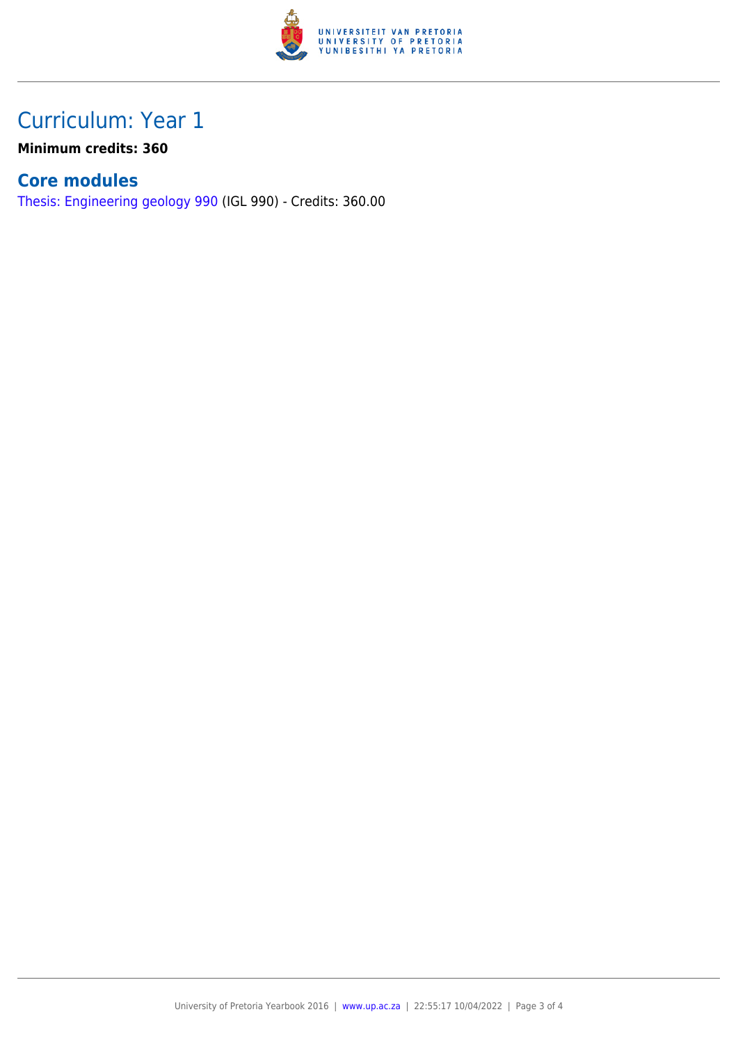# Curriculum: Year 1

**Minimum credits: 360**

## Core modules

Thesis: Engineering geology 990 (IGL 990) - Credits: 360.00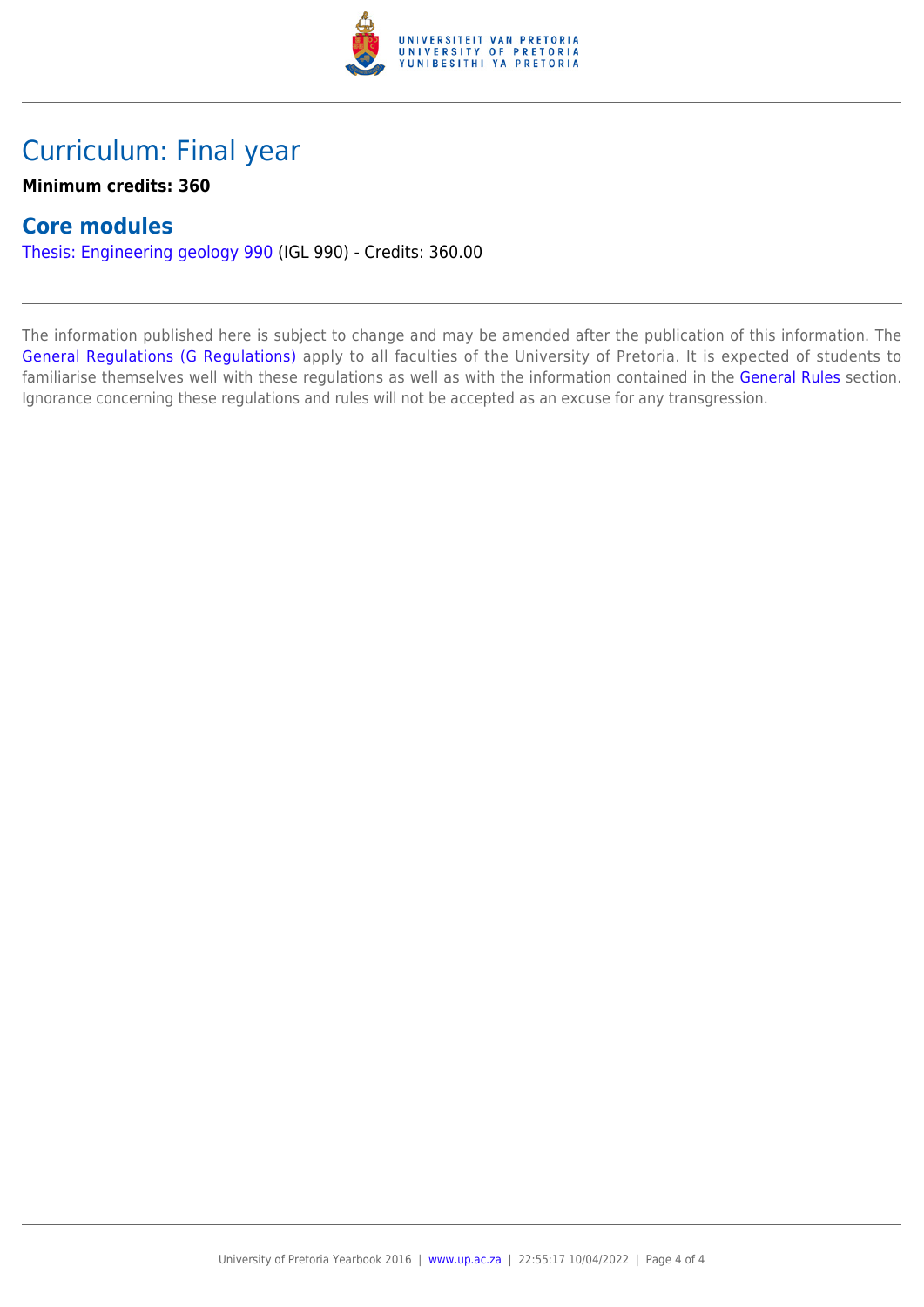## Curriculum: Final year

**Minimum credits: 360**

### Core modules

Thesis: Engineering geology 990 (IGL 990) - Credits: 360.00

The information published here is subject to change and may be amended after the publication of this information. The General Regulations (G Regulations) apply to all faculties of the University of Pretoria. It is expected of students to familiarise themselves well with these regulations as well as with the information contained in the General Rules section. Ignorance concerning these regulations and rules will not be accepted as an excuse for any transgression.